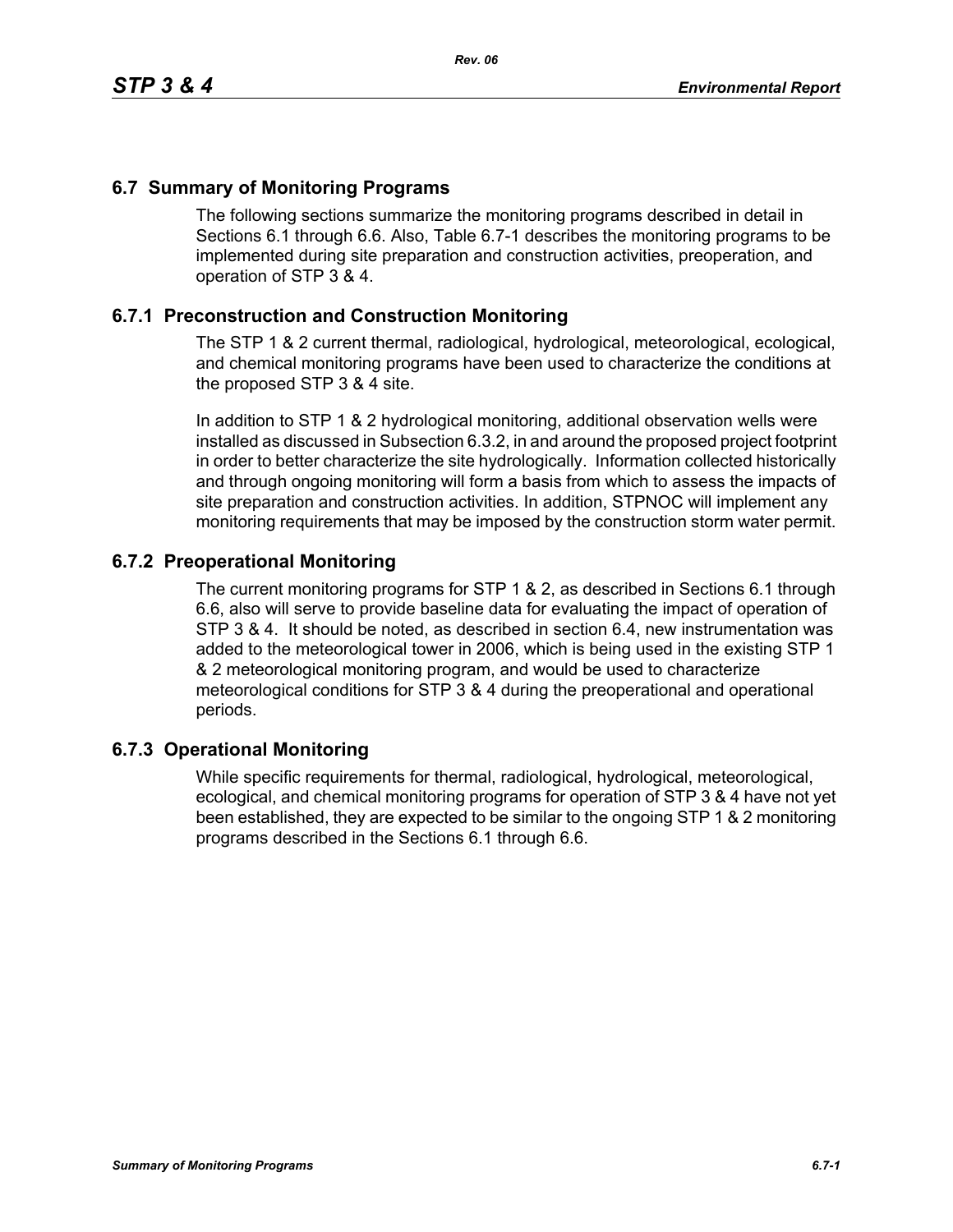## 6.7 Summary of Monitoring Programs

The following sections summarize the monitoring programs described in detail in Sections 6.1 through 6.6. Also, Table 6.7-1 describes the monitoring programs to be implemented during site preparation and construction activities, preoperation, and operation of STP 3 & 4.

### 6.7.1 Preconstruction and Construction Monitoring

The STP 1 & 2 current thermal, radiological, hydrological, meteorological, ecological, and chemical monitoring programs have been used to characterize the conditions at the proposed STP 3 & 4 site.

In addition to STP 1 & 2 hydrological monitoring, additional observation wells were installed as discussed in Subsection 6.3.2, in and around the proposed project footprint in order to better characterize the site hydrologically. Information collected historically and through ongoing monitoring will form a basis from which to assess the impacts of site preparation and construction activities. In addition, STPNOC will implement any monitoring requirements that may be imposed by the construction storm water permit.

### 6.7.2 Preoperational Monitoring

The current monitoring programs for STP 1 & 2, as described in Sections 6.1 through 6.6, also will serve to provide baseline data for evaluating the impact of operation of STP 3 & 4. It should be noted, as described in section 6.4, new instrumentation was added to the meteorological tower in 2006, which is being used in the existing STP 1 & 2 meteorological monitoring program, and would be used to characterize meteorological conditions for STP 3 & 4 during the preoperational and operational periods.

### 6.7.3 Operational Monitoring

While specific requirements for thermal, radiological, hydrological, meteorological, ecological, and chemical monitoring programs for operation of STP 3 & 4 have not yet been established, they are expected to be similar to the ongoing STP 1 & 2 monitoring programs described in the Sections 6.1 through 6.6.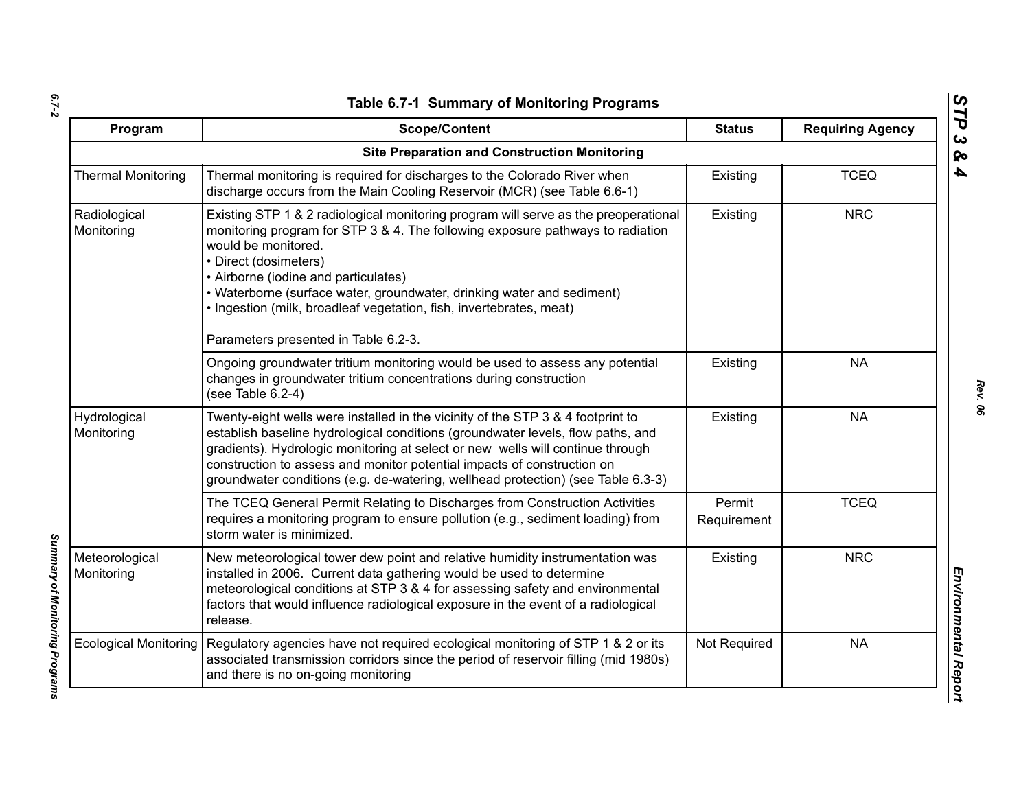# Table 6.7-1 Summary of Monitoring Programs

| Program | Scope/Content | Status | Requiring Agency |
|---|---|---|---|
| **Site Preparation and Construction Monitoring** | | | |
| Thermal Monitoring | Thermal monitoring is required for discharges to the Colorado River when discharge occurs from the Main Cooling Reservoir (MCR) (see Table 6.6-1) | Existing | TCEQ |
| Radiological Monitoring | Existing STP 1 & 2 radiological monitoring program will serve as the preoperational monitoring program for STP 3 & 4. The following exposure pathways to radiation would be monitored.<br>• Direct (dosimeters)<br>• Airborne (iodine and particulates)<br>• Waterborne (surface water, groundwater, drinking water and sediment)<br>• Ingestion (milk, broadleaf vegetation, fish, invertebrates, meat)<br><br>Parameters presented in Table 6.2-3. | Existing | NRC |
| | Ongoing groundwater tritium monitoring would be used to assess any potential changes in groundwater tritium concentrations during construction (see Table 6.2-4) | Existing | NA |
| Hydrological Monitoring | Twenty-eight wells were installed in the vicinity of the STP 3 & 4 footprint to establish baseline hydrological conditions (groundwater levels, flow paths, and gradients). Hydrologic monitoring at select or new wells will continue through construction to assess and monitor potential impacts of construction on groundwater conditions (e.g. de-watering, wellhead protection) (see Table 6.3-3) | Existing | NA |
| | The TCEQ General Permit Relating to Discharges from Construction Activities requires a monitoring program to ensure pollution (e.g., sediment loading) from storm water is minimized. | Permit Requirement | TCEQ |
| Meteorological Monitoring | New meteorological tower dew point and relative humidity instrumentation was installed in 2006. Current data gathering would be used to determine meteorological conditions at STP 3 & 4 for assessing safety and environmental factors that would influence radiological exposure in the event of a radiological release. | Existing | NRC |
| Ecological Monitoring | Regulatory agencies have not required ecological monitoring of STP 1 & 2 or its associated transmission corridors since the period of reservoir filling (mid 1980s) and there is no on-going monitoring | Not Required | NA |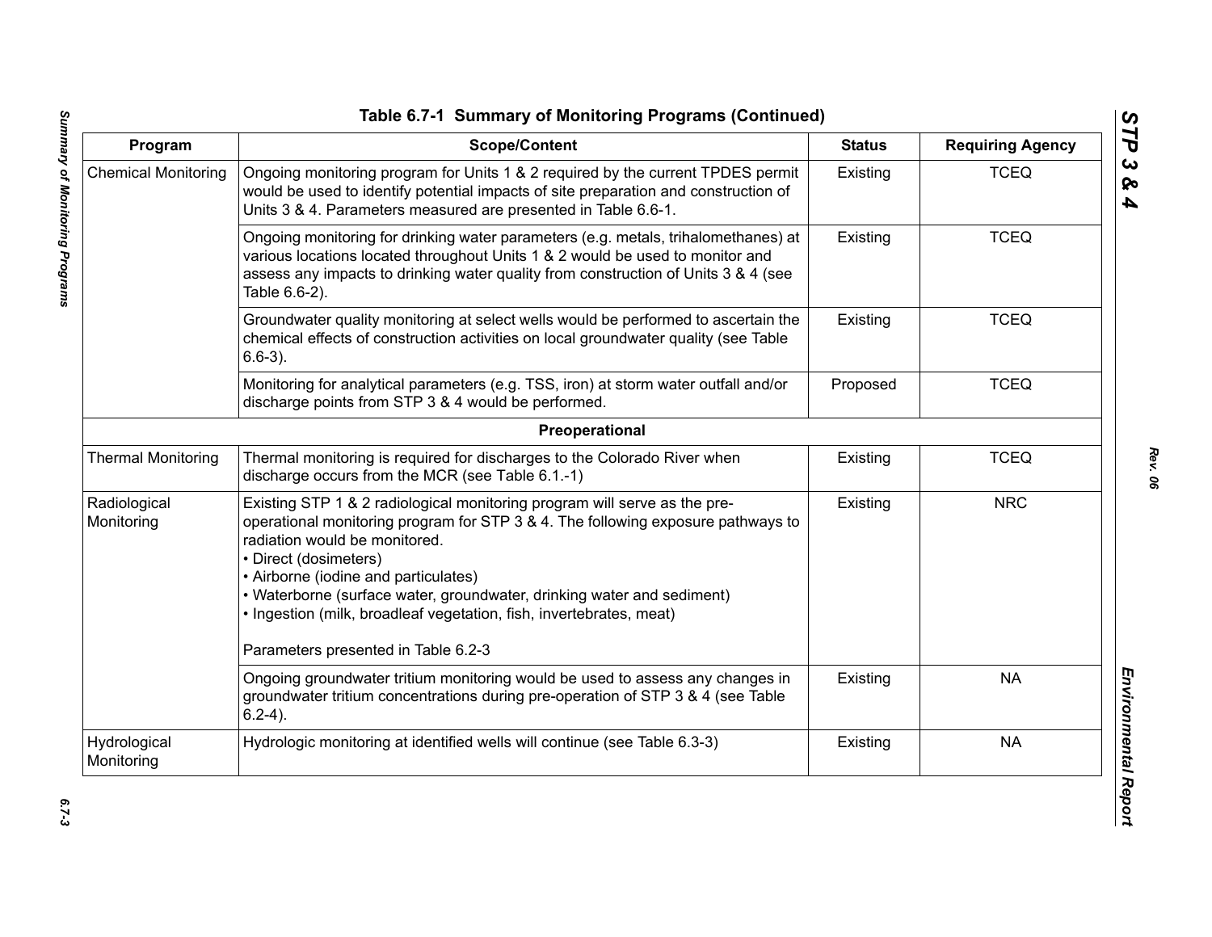## Table 6.7-1 Summary of Monitoring Programs (Continued)

| Program | Scope/Content | Status | Requiring Agency |
|---|---|---|---|
| Chemical Monitoring | Ongoing monitoring program for Units 1 & 2 required by the current TPDES permit would be used to identify potential impacts of site preparation and construction of Units 3 & 4. Parameters measured are presented in Table 6.6-1. | Existing | TCEQ |
| | Ongoing monitoring for drinking water parameters (e.g. metals, trihalomethanes) at various locations located throughout Units 1 & 2 would be used to monitor and assess any impacts to drinking water quality from construction of Units 3 & 4 (see Table 6.6-2). | Existing | TCEQ |
| | Groundwater quality monitoring at select wells would be performed to ascertain the chemical effects of construction activities on local groundwater quality (see Table 6.6-3). | Existing | TCEQ |
| | Monitoring for analytical parameters (e.g. TSS, iron) at storm water outfall and/or discharge points from STP 3 & 4 would be performed. | Proposed | TCEQ |
| **Preoperational** | | | |
| Thermal Monitoring | Thermal monitoring is required for discharges to the Colorado River when discharge occurs from the MCR (see Table 6.1.-1) | Existing | TCEQ |
| Radiological Monitoring | Existing STP 1 & 2 radiological monitoring program will serve as the pre-operational monitoring program for STP 3 & 4. The following exposure pathways to radiation would be monitored.<br>• Direct (dosimeters)<br>• Airborne (iodine and particulates)<br>• Waterborne (surface water, groundwater, drinking water and sediment)<br>• Ingestion (milk, broadleaf vegetation, fish, invertebrates, meat)<br><br>Parameters presented in Table 6.2-3 | Existing | NRC |
| | Ongoing groundwater tritium monitoring would be used to assess any changes in groundwater tritium concentrations during pre-operation of STP 3 & 4 (see Table 6.2-4). | Existing | NA |
| Hydrological Monitoring | Hydrologic monitoring at identified wells will continue (see Table 6.3-3) | Existing | NA |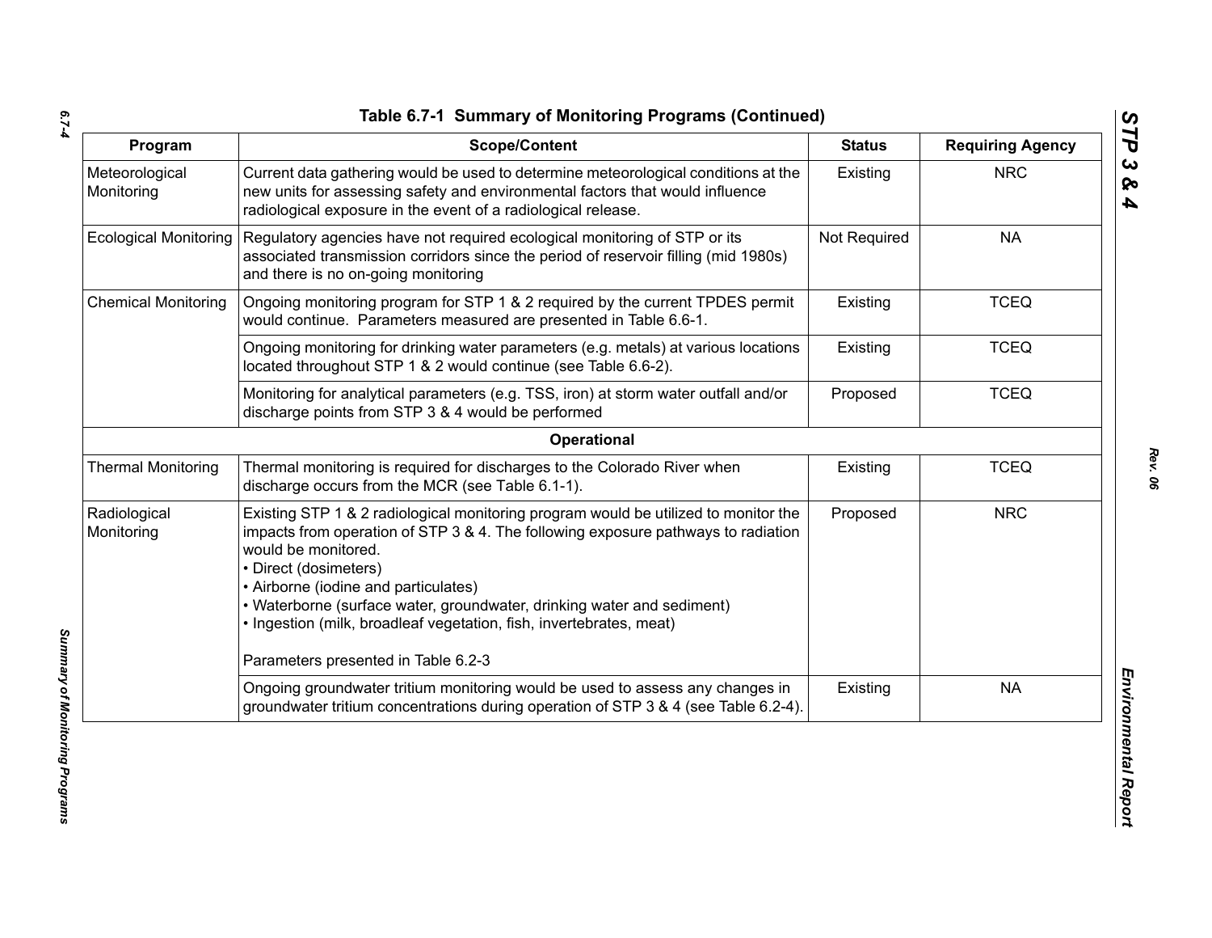### Table 6.7-1 Summary of Monitoring Programs (Continued)

| Program | Scope/Content | Status | Requiring Agency |
|---|---|---|---|
| Meteorological Monitoring | Current data gathering would be used to determine meteorological conditions at the new units for assessing safety and environmental factors that would influence radiological exposure in the event of a radiological release. | Existing | NRC |
| Ecological Monitoring | Regulatory agencies have not required ecological monitoring of STP or its associated transmission corridors since the period of reservoir filling (mid 1980s) and there is no on-going monitoring | Not Required | NA |
| Chemical Monitoring | Ongoing monitoring program for STP 1 & 2 required by the current TPDES permit would continue. Parameters measured are presented in Table 6.6-1. | Existing | TCEQ |
| | Ongoing monitoring for drinking water parameters (e.g. metals) at various locations located throughout STP 1 & 2 would continue (see Table 6.6-2). | Existing | TCEQ |
| | Monitoring for analytical parameters (e.g. TSS, iron) at storm water outfall and/or discharge points from STP 3 & 4 would be performed | Proposed | TCEQ |
| | **Operational** | | |
| Thermal Monitoring | Thermal monitoring is required for discharges to the Colorado River when discharge occurs from the MCR (see Table 6.1-1). | Existing | TCEQ |
| Radiological Monitoring | Existing STP 1 & 2 radiological monitoring program would be utilized to monitor the impacts from operation of STP 3 & 4. The following exposure pathways to radiation would be monitored.<br>• Direct (dosimeters)<br>• Airborne (iodine and particulates)<br>• Waterborne (surface water, groundwater, drinking water and sediment)<br>• Ingestion (milk, broadleaf vegetation, fish, invertebrates, meat)<br><br>Parameters presented in Table 6.2-3 | Proposed | NRC |
| | Ongoing groundwater tritium monitoring would be used to assess any changes in groundwater tritium concentrations during operation of STP 3 & 4 (see Table 6.2-4). | Existing | NA |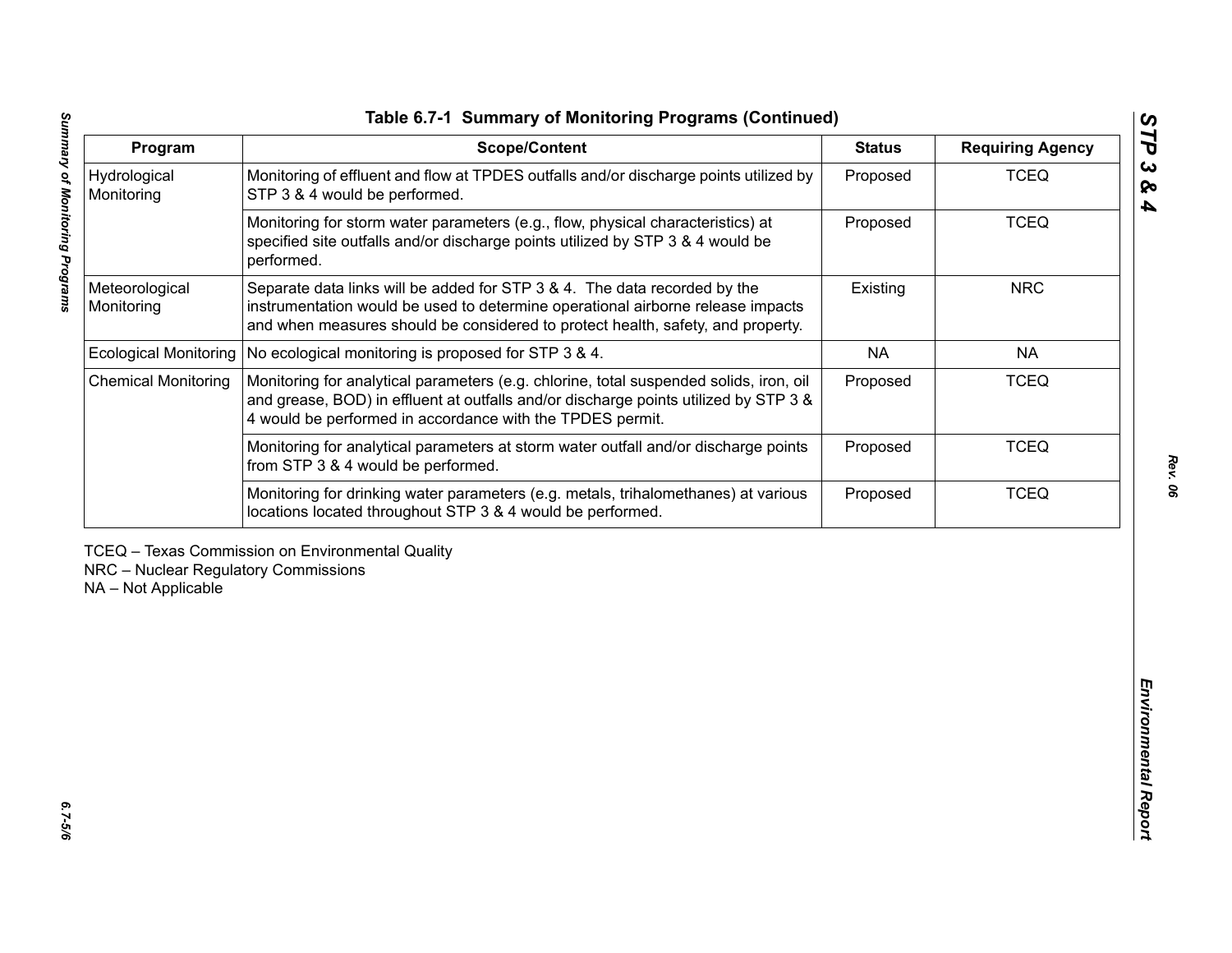## Table 6.7-1 Summary of Monitoring Programs (Continued)

| Program | Scope/Content | Status | Requiring Agency |
|---|---|---|---|
| Hydrological Monitoring | Monitoring of effluent and flow at TPDES outfalls and/or discharge points utilized by STP 3 & 4 would be performed. | Proposed | TCEQ |
| | Monitoring for storm water parameters (e.g., flow, physical characteristics) at specified site outfalls and/or discharge points utilized by STP 3 & 4 would be performed. | Proposed | TCEQ |
| Meteorological Monitoring | Separate data links will be added for STP 3 & 4. The data recorded by the instrumentation would be used to determine operational airborne release impacts and when measures should be considered to protect health, safety, and property. | Existing | NRC |
| Ecological Monitoring | No ecological monitoring is proposed for STP 3 & 4. | NA | NA |
| Chemical Monitoring | Monitoring for analytical parameters (e.g. chlorine, total suspended solids, iron, oil and grease, BOD) in effluent at outfalls and/or discharge points utilized by STP 3 & 4 would be performed in accordance with the TPDES permit. | Proposed | TCEQ |
| | Monitoring for analytical parameters at storm water outfall and/or discharge points from STP 3 & 4 would be performed. | Proposed | TCEQ |
| | Monitoring for drinking water parameters (e.g. metals, trihalomethanes) at various locations located throughout STP 3 & 4 would be performed. | Proposed | TCEQ |

TCEQ – Texas Commission on Environmental Quality
NRC – Nuclear Regulatory Commissions
NA – Not Applicable